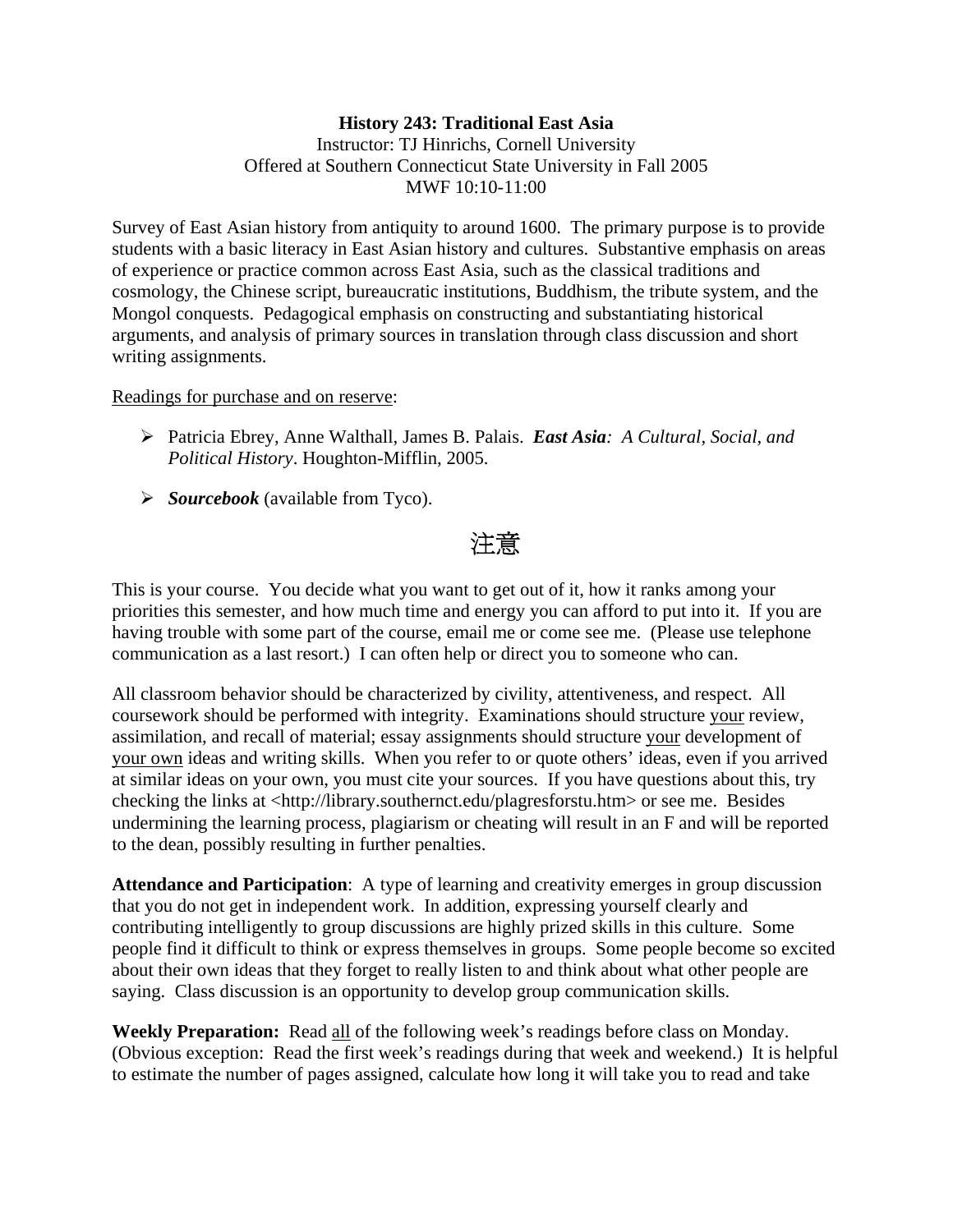**History 243: Traditional East Asia**
Instructor: TJ Hinrichs, Cornell University
Offered at Southern Connecticut State University in Fall 2005
MWF 10:10-11:00

Survey of East Asian history from antiquity to around 1600. The primary purpose is to provide students with a basic literacy in East Asian history and cultures. Substantive emphasis on areas of experience or practice common across East Asia, such as the classical traditions and cosmology, the Chinese script, bureaucratic institutions, Buddhism, the tribute system, and the Mongol conquests. Pedagogical emphasis on constructing and substantiating historical arguments, and analysis of primary sources in translation through class discussion and short writing assignments.

<u>Readings for purchase and on reserve</u>:

- Patricia Ebrey, Anne Walthall, James B. Palais. ***East Asia**: A Cultural, Social, and Political History*. Houghton-Mifflin, 2005.
- ***Sourcebook*** (available from Tyco).

注意

This is your course. You decide what you want to get out of it, how it ranks among your priorities this semester, and how much time and energy you can afford to put into it. If you are having trouble with some part of the course, email me or come see me. (Please use telephone communication as a last resort.) I can often help or direct you to someone who can.

All classroom behavior should be characterized by civility, attentiveness, and respect. All coursework should be performed with integrity. Examinations should structure <u>your</u> review, assimilation, and recall of material; essay assignments should structure <u>your</u> development of <u>your own</u> ideas and writing skills. When you refer to or quote others' ideas, even if you arrived at similar ideas on your own, you must cite your sources. If you have questions about this, try checking the links at <http://library.southernct.edu/plagresforstu.htm> or see me. Besides undermining the learning process, plagiarism or cheating will result in an F and will be reported to the dean, possibly resulting in further penalties.

**Attendance and Participation**: A type of learning and creativity emerges in group discussion that you do not get in independent work. In addition, expressing yourself clearly and contributing intelligently to group discussions are highly prized skills in this culture. Some people find it difficult to think or express themselves in groups. Some people become so excited about their own ideas that they forget to really listen to and think about what other people are saying. Class discussion is an opportunity to develop group communication skills.

**Weekly Preparation:** Read <u>all</u> of the following week's readings before class on Monday. (Obvious exception: Read the first week's readings during that week and weekend.) It is helpful to estimate the number of pages assigned, calculate how long it will take you to read and take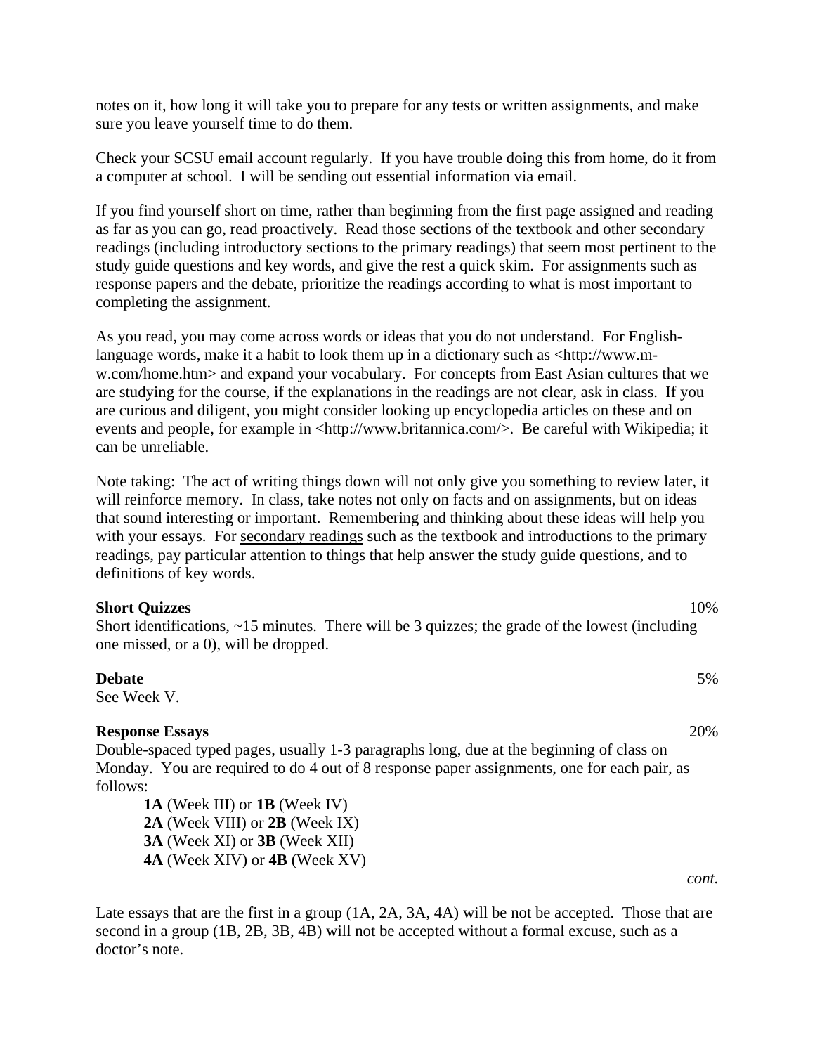notes on it, how long it will take you to prepare for any tests or written assignments, and make sure you leave yourself time to do them.

Check your SCSU email account regularly. If you have trouble doing this from home, do it from a computer at school. I will be sending out essential information via email.

If you find yourself short on time, rather than beginning from the first page assigned and reading as far as you can go, read proactively. Read those sections of the textbook and other secondary readings (including introductory sections to the primary readings) that seem most pertinent to the study guide questions and key words, and give the rest a quick skim. For assignments such as response papers and the debate, prioritize the readings according to what is most important to completing the assignment.

As you read, you may come across words or ideas that you do not understand. For English-language words, make it a habit to look them up in a dictionary such as <http://www.m-w.com/home.htm> and expand your vocabulary. For concepts from East Asian cultures that we are studying for the course, if the explanations in the readings are not clear, ask in class. If you are curious and diligent, you might consider looking up encyclopedia articles on these and on events and people, for example in <http://www.britannica.com/>. Be careful with Wikipedia; it can be unreliable.

Note taking: The act of writing things down will not only give you something to review later, it will reinforce memory. In class, take notes not only on facts and on assignments, but on ideas that sound interesting or important. Remembering and thinking about these ideas will help you with your essays. For <u>secondary readings</u> such as the textbook and introductions to the primary readings, pay particular attention to things that help answer the study guide questions, and to definitions of key words.

**Short Quizzes** 10%

Short identifications, ~15 minutes. There will be 3 quizzes; the grade of the lowest (including one missed, or a 0), will be dropped.

**Debate** 5%

See Week V.

**Response Essays** 20%

Double-spaced typed pages, usually 1-3 paragraphs long, due at the beginning of class on Monday. You are required to do 4 out of 8 response paper assignments, one for each pair, as follows:

- **1A** (Week III) or **1B** (Week IV)
- **2A** (Week VIII) or **2B** (Week IX)
- **3A** (Week XI) or **3B** (Week XII)
- **4A** (Week XIV) or **4B** (Week XV)

*cont.*

Late essays that are the first in a group (1A, 2A, 3A, 4A) will be not be accepted. Those that are second in a group (1B, 2B, 3B, 4B) will not be accepted without a formal excuse, such as a doctor's note.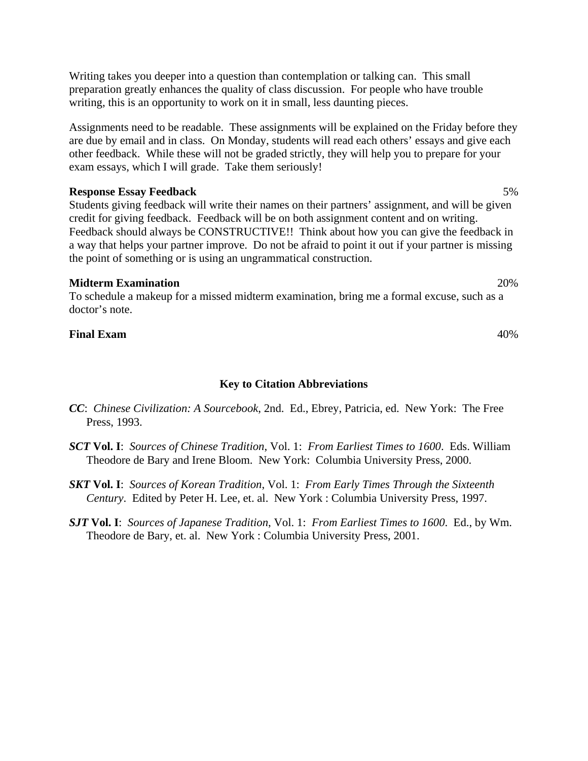Writing takes you deeper into a question than contemplation or talking can. This small preparation greatly enhances the quality of class discussion. For people who have trouble writing, this is an opportunity to work on it in small, less daunting pieces.

Assignments need to be readable. These assignments will be explained on the Friday before they are due by email and in class. On Monday, students will read each others' essays and give each other feedback. While these will not be graded strictly, they will help you to prepare for your exam essays, which I will grade. Take them seriously!

**Response Essay Feedback** 5%

Students giving feedback will write their names on their partners' assignment, and will be given credit for giving feedback. Feedback will be on both assignment content and on writing. Feedback should always be CONSTRUCTIVE!! Think about how you can give the feedback in a way that helps your partner improve. Do not be afraid to point it out if your partner is missing the point of something or is using an ungrammatical construction.

**Midterm Examination** 20%

To schedule a makeup for a missed midterm examination, bring me a formal excuse, such as a doctor's note.

**Final Exam** 40%

## Key to Citation Abbreviations

***CC***: *Chinese Civilization: A Sourcebook,* 2nd. Ed., Ebrey, Patricia, ed. New York: The Free Press, 1993.

***SCT* Vol. I**: *Sources of Chinese Tradition*, Vol. 1: *From Earliest Times to 1600*. Eds. William Theodore de Bary and Irene Bloom. New York: Columbia University Press, 2000.

***SKT* Vol. I**: *Sources of Korean Tradition*, Vol. 1: *From Early Times Through the Sixteenth Century*. Edited by Peter H. Lee, et. al. New York : Columbia University Press, 1997.

***SJT* Vol. I**: *Sources of Japanese Tradition*, Vol. 1: *From Earliest Times to 1600*. Ed., by Wm. Theodore de Bary, et. al. New York : Columbia University Press, 2001.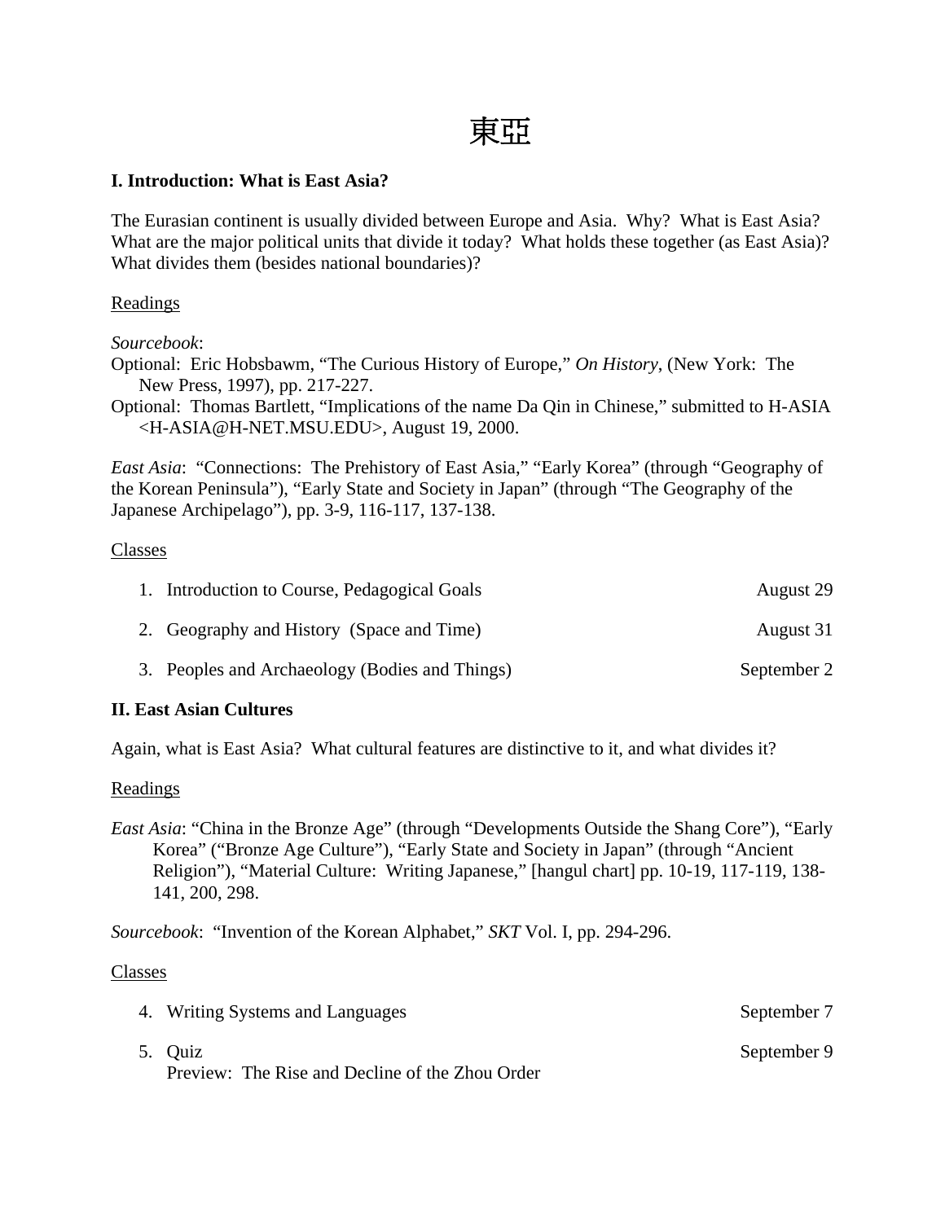# 東亞

## I. Introduction: What is East Asia?

The Eurasian continent is usually divided between Europe and Asia. Why? What is East Asia? What are the major political units that divide it today? What holds these together (as East Asia)? What divides them (besides national boundaries)?

<u>Readings</u>

*Sourcebook*:

Optional: Eric Hobsbawm, "The Curious History of Europe," *On History*, (New York: The New Press, 1997), pp. 217-227.

Optional: Thomas Bartlett, "Implications of the name Da Qin in Chinese," submitted to H-ASIA <H-ASIA@H-NET.MSU.EDU>, August 19, 2000.

*East Asia*: "Connections: The Prehistory of East Asia," "Early Korea" (through "Geography of the Korean Peninsula"), "Early State and Society in Japan" (through "The Geography of the Japanese Archipelago"), pp. 3-9, 116-117, 137-138.

<u>Classes</u>

1. Introduction to Course, Pedagogical Goals — August 29
2. Geography and History (Space and Time) — August 31
3. Peoples and Archaeology (Bodies and Things) — September 2

## II. East Asian Cultures

Again, what is East Asia? What cultural features are distinctive to it, and what divides it?

<u>Readings</u>

*East Asia*: "China in the Bronze Age" (through "Developments Outside the Shang Core"), "Early Korea" ("Bronze Age Culture"), "Early State and Society in Japan" (through "Ancient Religion"), "Material Culture: Writing Japanese," [hangul chart] pp. 10-19, 117-119, 138-141, 200, 298.

*Sourcebook*: "Invention of the Korean Alphabet," *SKT* Vol. I, pp. 294-296.

<u>Classes</u>

4. Writing Systems and Languages — September 7
5. Quiz — September 9
   Preview: The Rise and Decline of the Zhou Order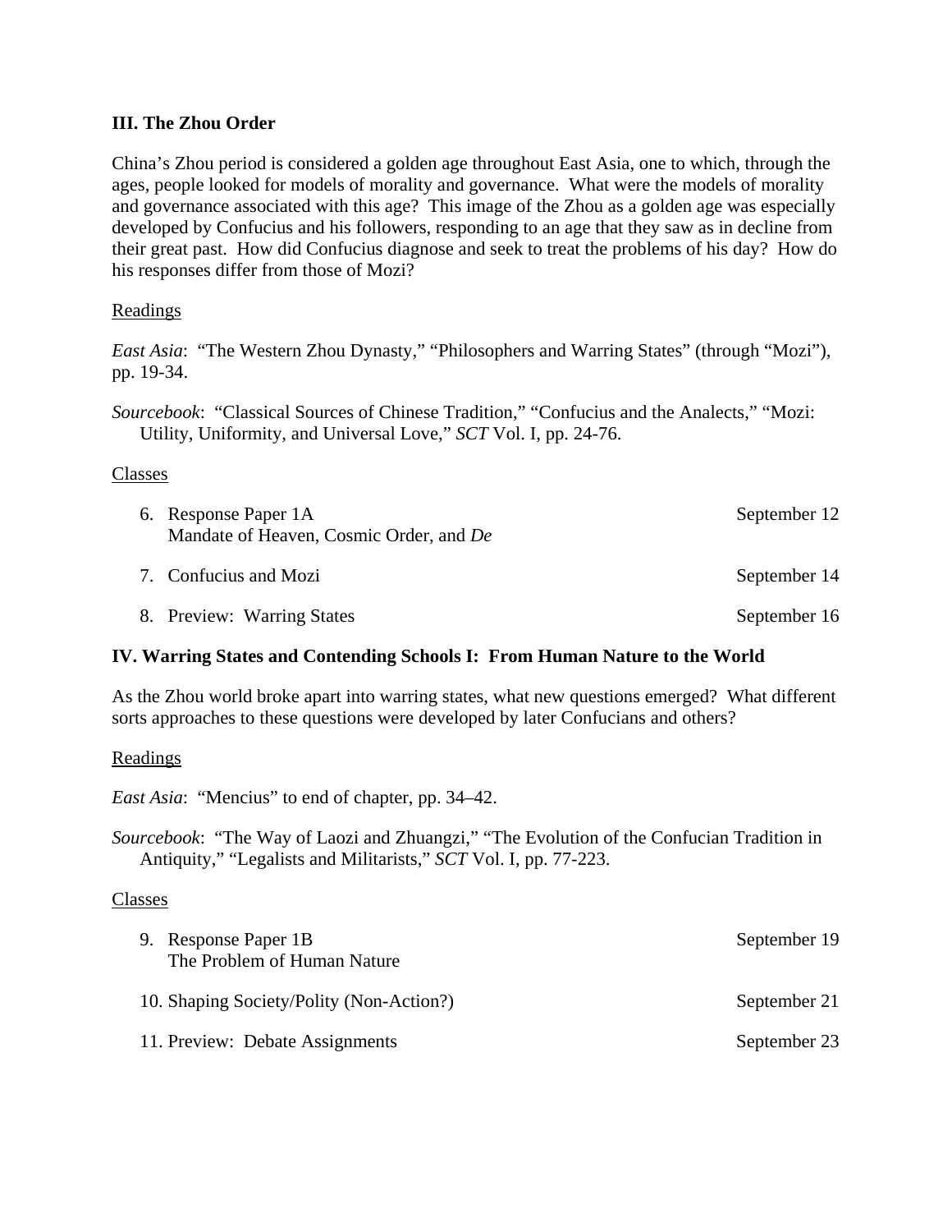### III. The Zhou Order

China's Zhou period is considered a golden age throughout East Asia, one to which, through the ages, people looked for models of morality and governance. What were the models of morality and governance associated with this age? This image of the Zhou as a golden age was especially developed by Confucius and his followers, responding to an age that they saw as in decline from their great past. How did Confucius diagnose and seek to treat the problems of his day? How do his responses differ from those of Mozi?

Readings

*East Asia*: "The Western Zhou Dynasty," "Philosophers and Warring States" (through "Mozi"), pp. 19-34.

*Sourcebook*: "Classical Sources of Chinese Tradition," "Confucius and the Analects," "Mozi: Utility, Uniformity, and Universal Love," *SCT* Vol. I, pp. 24-76.

Classes

| | |
|---|---|
| 6. Response Paper 1A<br>Mandate of Heaven, Cosmic Order, and *De* | September 12 |
| 7. Confucius and Mozi | September 14 |
| 8. Preview: Warring States | September 16 |

### IV. Warring States and Contending Schools I: From Human Nature to the World

As the Zhou world broke apart into warring states, what new questions emerged? What different sorts approaches to these questions were developed by later Confucians and others?

Readings

*East Asia*: "Mencius" to end of chapter, pp. 34–42.

*Sourcebook*: "The Way of Laozi and Zhuangzi," "The Evolution of the Confucian Tradition in Antiquity," "Legalists and Militarists," *SCT* Vol. I, pp. 77-223.

Classes

| | |
|---|---|
| 9. Response Paper 1B<br>The Problem of Human Nature | September 19 |
| 10. Shaping Society/Polity (Non-Action?) | September 21 |
| 11. Preview: Debate Assignments | September 23 |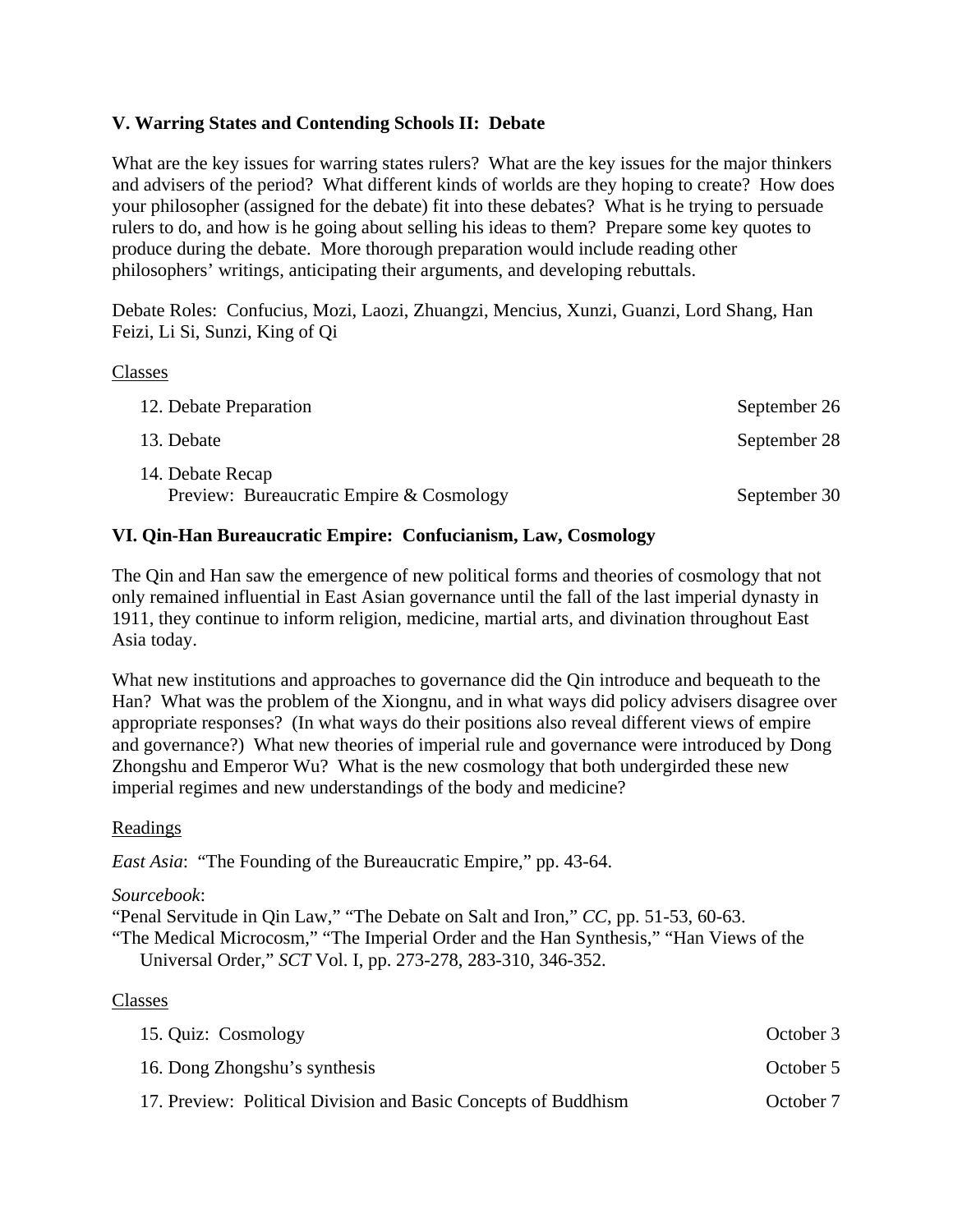### V. Warring States and Contending Schools II: Debate

What are the key issues for warring states rulers? What are the key issues for the major thinkers and advisers of the period? What different kinds of worlds are they hoping to create? How does your philosopher (assigned for the debate) fit into these debates? What is he trying to persuade rulers to do, and how is he going about selling his ideas to them? Prepare some key quotes to produce during the debate. More thorough preparation would include reading other philosophers' writings, anticipating their arguments, and developing rebuttals.

Debate Roles: Confucius, Mozi, Laozi, Zhuangzi, Mencius, Xunzi, Guanzi, Lord Shang, Han Feizi, Li Si, Sunzi, King of Qi

<u>Classes</u>

| | |
|---|---|
| 12. Debate Preparation | September 26 |
| 13. Debate | September 28 |
| 14. Debate Recap<br>Preview: Bureaucratic Empire & Cosmology | September 30 |

### VI. Qin-Han Bureaucratic Empire: Confucianism, Law, Cosmology

The Qin and Han saw the emergence of new political forms and theories of cosmology that not only remained influential in East Asian governance until the fall of the last imperial dynasty in 1911, they continue to inform religion, medicine, martial arts, and divination throughout East Asia today.

What new institutions and approaches to governance did the Qin introduce and bequeath to the Han? What was the problem of the Xiongnu, and in what ways did policy advisers disagree over appropriate responses? (In what ways do their positions also reveal different views of empire and governance?) What new theories of imperial rule and governance were introduced by Dong Zhongshu and Emperor Wu? What is the new cosmology that both undergirded these new imperial regimes and new understandings of the body and medicine?

<u>Readings</u>

*East Asia*: "The Founding of the Bureaucratic Empire," pp. 43-64.

*Sourcebook*:
"Penal Servitude in Qin Law," "The Debate on Salt and Iron," *CC*, pp. 51-53, 60-63.
"The Medical Microcosm," "The Imperial Order and the Han Synthesis," "Han Views of the Universal Order," *SCT* Vol. I, pp. 273-278, 283-310, 346-352.

<u>Classes</u>

| | |
|---|---|
| 15. Quiz: Cosmology | October 3 |
| 16. Dong Zhongshu's synthesis | October 5 |
| 17. Preview: Political Division and Basic Concepts of Buddhism | October 7 |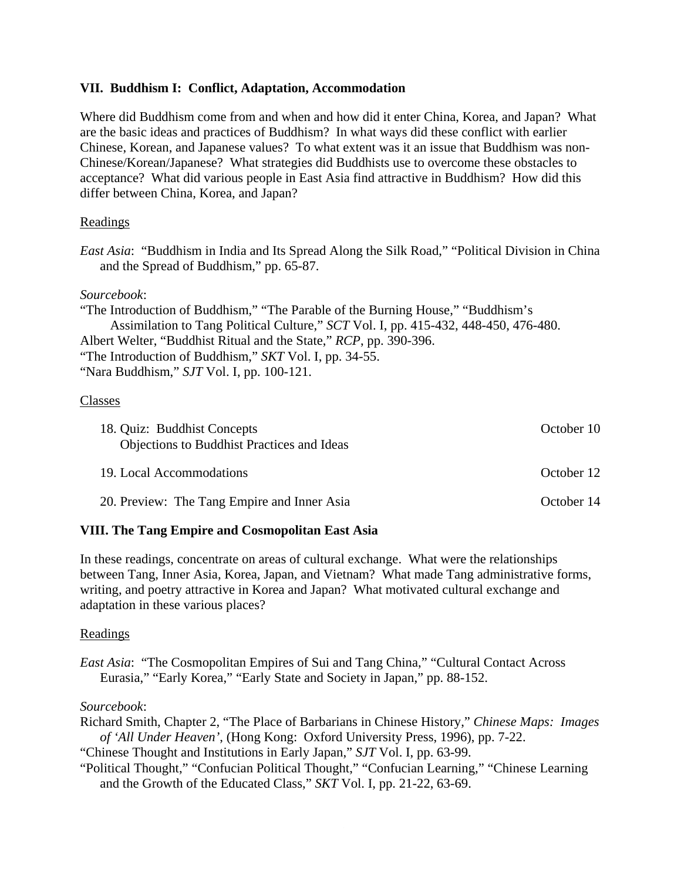### VII. Buddhism I: Conflict, Adaptation, Accommodation

Where did Buddhism come from and when and how did it enter China, Korea, and Japan? What are the basic ideas and practices of Buddhism? In what ways did these conflict with earlier Chinese, Korean, and Japanese values? To what extent was it an issue that Buddhism was non-Chinese/Korean/Japanese? What strategies did Buddhists use to overcome these obstacles to acceptance? What did various people in East Asia find attractive in Buddhism? How did this differ between China, Korea, and Japan?

Readings

*East Asia*: "Buddhism in India and Its Spread Along the Silk Road," "Political Division in China and the Spread of Buddhism," pp. 65-87.

*Sourcebook*:
"The Introduction of Buddhism," "The Parable of the Burning House," "Buddhism's Assimilation to Tang Political Culture," *SCT* Vol. I, pp. 415-432, 448-450, 476-480.
Albert Welter, "Buddhist Ritual and the State," *RCP*, pp. 390-396.
"The Introduction of Buddhism," *SKT* Vol. I, pp. 34-55.
"Nara Buddhism," *SJT* Vol. I, pp. 100-121.

Classes

| | |
|---|---|
| 18. Quiz: Buddhist Concepts<br>Objections to Buddhist Practices and Ideas | October 10 |
| 19. Local Accommodations | October 12 |
| 20. Preview: The Tang Empire and Inner Asia | October 14 |

### VIII. The Tang Empire and Cosmopolitan East Asia

In these readings, concentrate on areas of cultural exchange. What were the relationships between Tang, Inner Asia, Korea, Japan, and Vietnam? What made Tang administrative forms, writing, and poetry attractive in Korea and Japan? What motivated cultural exchange and adaptation in these various places?

Readings

*East Asia*: "The Cosmopolitan Empires of Sui and Tang China," "Cultural Contact Across Eurasia," "Early Korea," "Early State and Society in Japan," pp. 88-152.

*Sourcebook*:
Richard Smith, Chapter 2, "The Place of Barbarians in Chinese History," *Chinese Maps: Images of 'All Under Heaven'*, (Hong Kong: Oxford University Press, 1996), pp. 7-22.
"Chinese Thought and Institutions in Early Japan," *SJT* Vol. I, pp. 63-99.
"Political Thought," "Confucian Political Thought," "Confucian Learning," "Chinese Learning and the Growth of the Educated Class," *SKT* Vol. I, pp. 21-22, 63-69.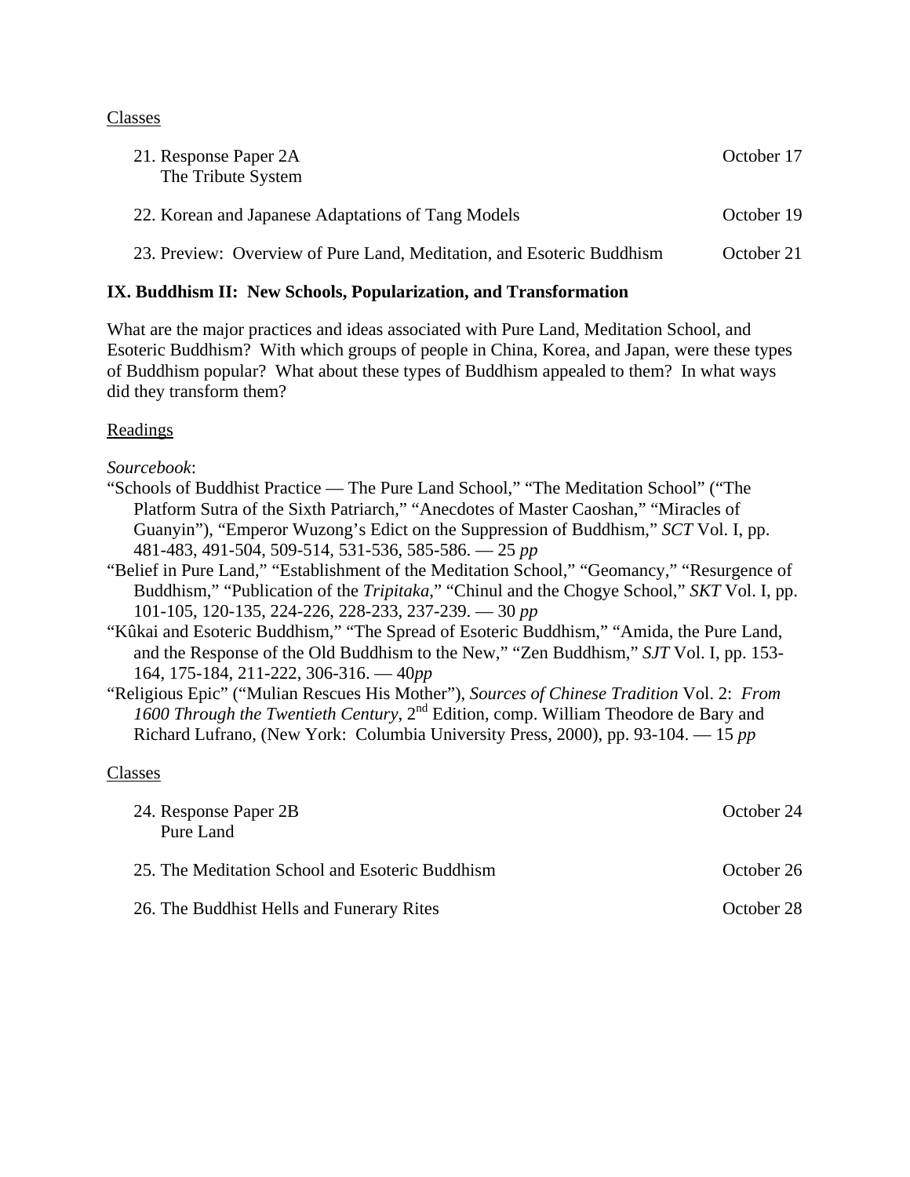Classes

21. Response Paper 2A — October 17
    The Tribute System

22. Korean and Japanese Adaptations of Tang Models — October 19

23. Preview: Overview of Pure Land, Meditation, and Esoteric Buddhism — October 21

## IX. Buddhism II: New Schools, Popularization, and Transformation

What are the major practices and ideas associated with Pure Land, Meditation School, and Esoteric Buddhism? With which groups of people in China, Korea, and Japan, were these types of Buddhism popular? What about these types of Buddhism appealed to them? In what ways did they transform them?

Readings

*Sourcebook*:

"Schools of Buddhist Practice — The Pure Land School," "The Meditation School" ("The Platform Sutra of the Sixth Patriarch," "Anecdotes of Master Caoshan," "Miracles of Guanyin"), "Emperor Wuzong's Edict on the Suppression of Buddhism," *SCT* Vol. I, pp. 481-483, 491-504, 509-514, 531-536, 585-586. — 25 *pp*

"Belief in Pure Land," "Establishment of the Meditation School," "Geomancy," "Resurgence of Buddhism," "Publication of the *Tripitaka*," "Chinul and the Chogye School," *SKT* Vol. I, pp. 101-105, 120-135, 224-226, 228-233, 237-239. — 30 *pp*

"Kûkai and Esoteric Buddhism," "The Spread of Esoteric Buddhism," "Amida, the Pure Land, and the Response of the Old Buddhism to the New," "Zen Buddhism," *SJT* Vol. I, pp. 153-164, 175-184, 211-222, 306-316. — 40*pp*

"Religious Epic" ("Mulian Rescues His Mother"), *Sources of Chinese Tradition* Vol. 2: *From 1600 Through the Twentieth Century*, 2nd Edition, comp. William Theodore de Bary and Richard Lufrano, (New York: Columbia University Press, 2000), pp. 93-104. — 15 *pp*

Classes

24. Response Paper 2B — October 24
    Pure Land

25. The Meditation School and Esoteric Buddhism — October 26

26. The Buddhist Hells and Funerary Rites — October 28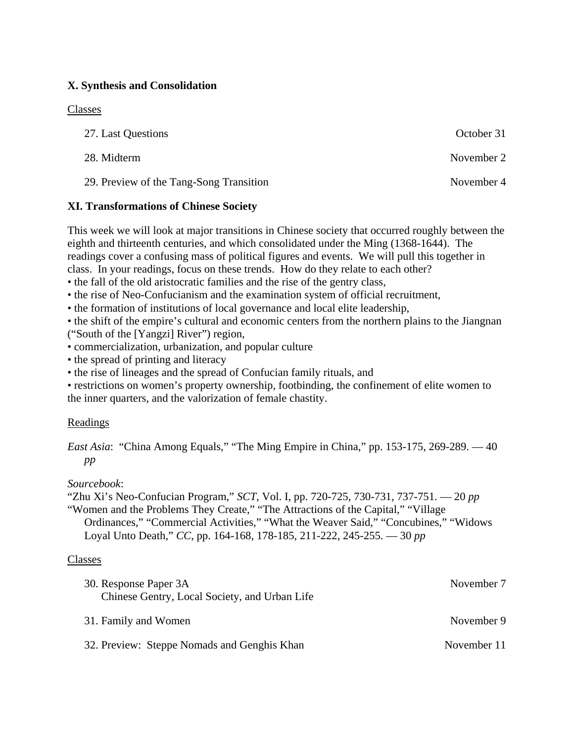**X. Synthesis and Consolidation**

Classes

| | |
|---|---|
| 27. Last Questions | October 31 |
| 28. Midterm | November 2 |
| 29. Preview of the Tang-Song Transition | November 4 |

**XI. Transformations of Chinese Society**

This week we will look at major transitions in Chinese society that occurred roughly between the eighth and thirteenth centuries, and which consolidated under the Ming (1368-1644). The readings cover a confusing mass of political figures and events. We will pull this together in class. In your readings, focus on these trends. How do they relate to each other?

- the fall of the old aristocratic families and the rise of the gentry class,
- the rise of Neo-Confucianism and the examination system of official recruitment,
- the formation of institutions of local governance and local elite leadership,
- the shift of the empire's cultural and economic centers from the northern plains to the Jiangnan ("South of the [Yangzi] River") region,
- commercialization, urbanization, and popular culture
- the spread of printing and literacy
- the rise of lineages and the spread of Confucian family rituals, and
- restrictions on women's property ownership, footbinding, the confinement of elite women to the inner quarters, and the valorization of female chastity.

Readings

*East Asia*: "China Among Equals," "The Ming Empire in China," pp. 153-175, 269-289. — 40 *pp*

*Sourcebook*:
"Zhu Xi's Neo-Confucian Program," *SCT*, Vol. I, pp. 720-725, 730-731, 737-751. — 20 *pp*
"Women and the Problems They Create," "The Attractions of the Capital," "Village Ordinances," "Commercial Activities," "What the Weaver Said," "Concubines," "Widows Loyal Unto Death," *CC*, pp. 164-168, 178-185, 211-222, 245-255. — 30 *pp*

Classes

| | |
|---|---|
| 30. Response Paper 3A<br>Chinese Gentry, Local Society, and Urban Life | November 7 |
| 31. Family and Women | November 9 |
| 32. Preview: Steppe Nomads and Genghis Khan | November 11 |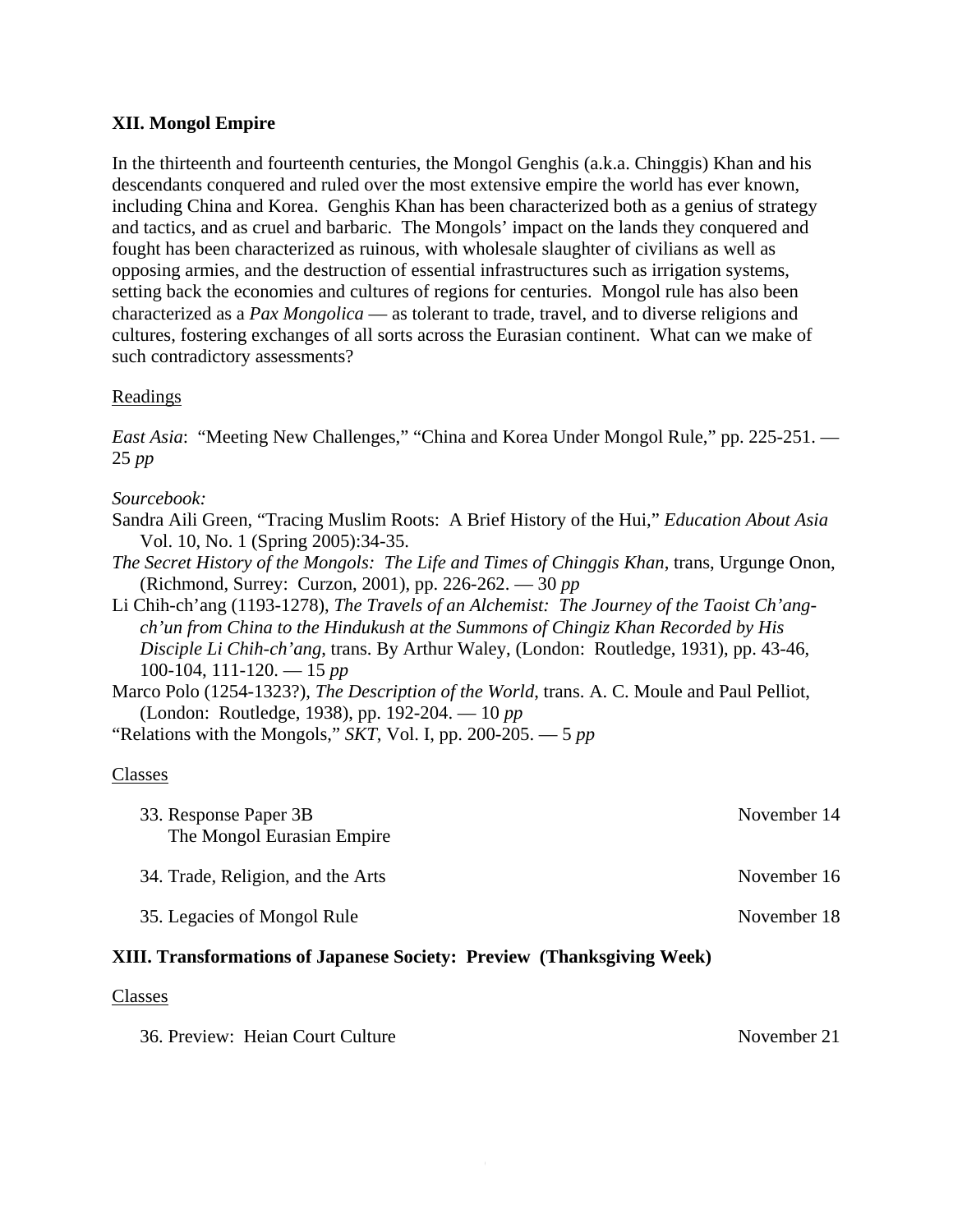## XII. Mongol Empire

In the thirteenth and fourteenth centuries, the Mongol Genghis (a.k.a. Chinggis) Khan and his descendants conquered and ruled over the most extensive empire the world has ever known, including China and Korea. Genghis Khan has been characterized both as a genius of strategy and tactics, and as cruel and barbaric. The Mongols' impact on the lands they conquered and fought has been characterized as ruinous, with wholesale slaughter of civilians as well as opposing armies, and the destruction of essential infrastructures such as irrigation systems, setting back the economies and cultures of regions for centuries. Mongol rule has also been characterized as a *Pax Mongolica* — as tolerant to trade, travel, and to diverse religions and cultures, fostering exchanges of all sorts across the Eurasian continent. What can we make of such contradictory assessments?

Readings

*East Asia*: "Meeting New Challenges," "China and Korea Under Mongol Rule," pp. 225-251. — 25 *pp*

*Sourcebook:*

Sandra Aili Green, "Tracing Muslim Roots: A Brief History of the Hui," *Education About Asia* Vol. 10, No. 1 (Spring 2005):34-35.

*The Secret History of the Mongols: The Life and Times of Chinggis Khan*, trans, Urgunge Onon, (Richmond, Surrey: Curzon, 2001), pp. 226-262. — 30 *pp*

Li Chih-ch'ang (1193-1278), *The Travels of an Alchemist: The Journey of the Taoist Ch'ang-ch'un from China to the Hindukush at the Summons of Chingiz Khan Recorded by His Disciple Li Chih-ch'ang*, trans. By Arthur Waley, (London: Routledge, 1931), pp. 43-46, 100-104, 111-120. — 15 *pp*

Marco Polo (1254-1323?), *The Description of the World*, trans. A. C. Moule and Paul Pelliot, (London: Routledge, 1938), pp. 192-204. — 10 *pp*

"Relations with the Mongols," *SKT*, Vol. I, pp. 200-205. — 5 *pp*

Classes

| | |
|---|---|
| 33. Response Paper 3B<br>The Mongol Eurasian Empire | November 14 |
| 34. Trade, Religion, and the Arts | November 16 |
| 35. Legacies of Mongol Rule | November 18 |

## XIII. Transformations of Japanese Society: Preview (Thanksgiving Week)

Classes

| | |
|---|---|
| 36. Preview: Heian Court Culture | November 21 |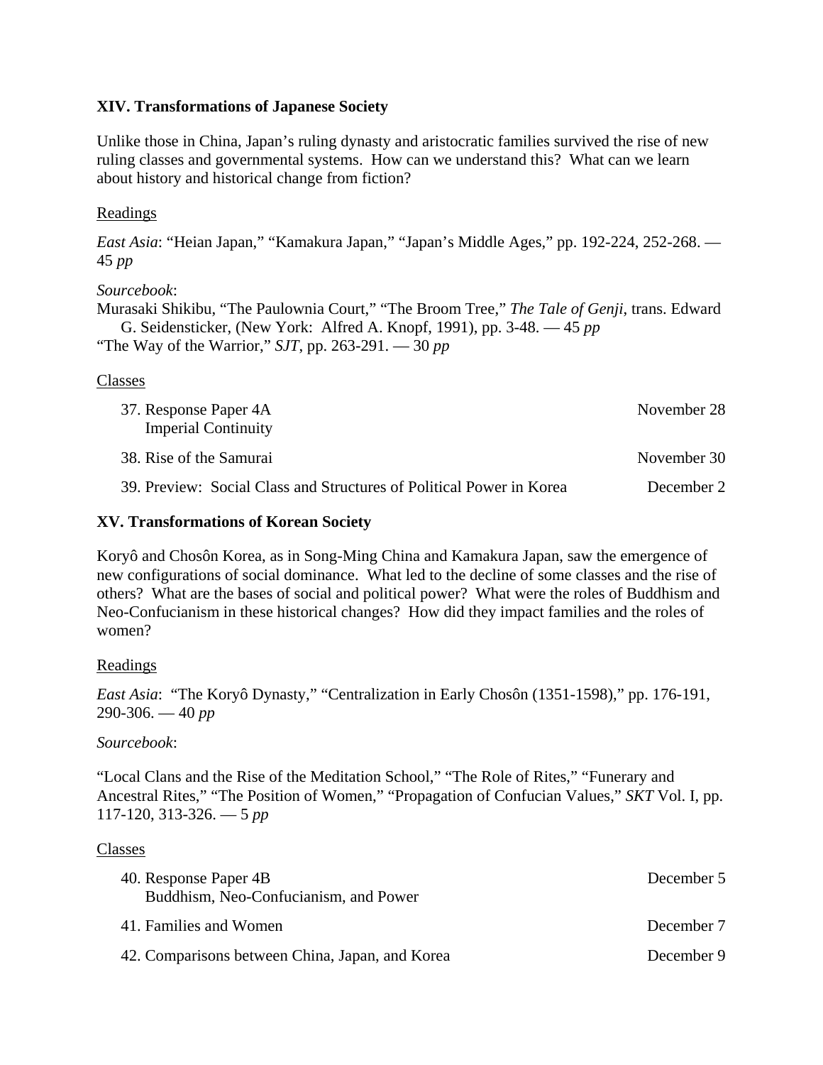## XIV. Transformations of Japanese Society

Unlike those in China, Japan's ruling dynasty and aristocratic families survived the rise of new ruling classes and governmental systems. How can we understand this? What can we learn about history and historical change from fiction?

Readings

*East Asia*: "Heian Japan," "Kamakura Japan," "Japan's Middle Ages," pp. 192-224, 252-268. — 45 *pp*

*Sourcebook*:

Murasaki Shikibu, "The Paulownia Court," "The Broom Tree," *The Tale of Genji*, trans. Edward G. Seidensticker, (New York: Alfred A. Knopf, 1991), pp. 3-48. — 45 *pp*

"The Way of the Warrior," *SJT*, pp. 263-291. — 30 *pp*

Classes

| | |
|---|---|
| 37. Response Paper 4A<br>Imperial Continuity | November 28 |
| 38. Rise of the Samurai | November 30 |
| 39. Preview: Social Class and Structures of Political Power in Korea | December 2 |

## XV. Transformations of Korean Society

Koryô and Chosôn Korea, as in Song-Ming China and Kamakura Japan, saw the emergence of new configurations of social dominance. What led to the decline of some classes and the rise of others? What are the bases of social and political power? What were the roles of Buddhism and Neo-Confucianism in these historical changes? How did they impact families and the roles of women?

Readings

*East Asia*: "The Koryô Dynasty," "Centralization in Early Chosôn (1351-1598)," pp. 176-191, 290-306. — 40 *pp*

*Sourcebook*:

"Local Clans and the Rise of the Meditation School," "The Role of Rites," "Funerary and Ancestral Rites," "The Position of Women," "Propagation of Confucian Values," *SKT* Vol. I, pp. 117-120, 313-326. — 5 *pp*

Classes

| | |
|---|---|
| 40. Response Paper 4B<br>Buddhism, Neo-Confucianism, and Power | December 5 |
| 41. Families and Women | December 7 |
| 42. Comparisons between China, Japan, and Korea | December 9 |